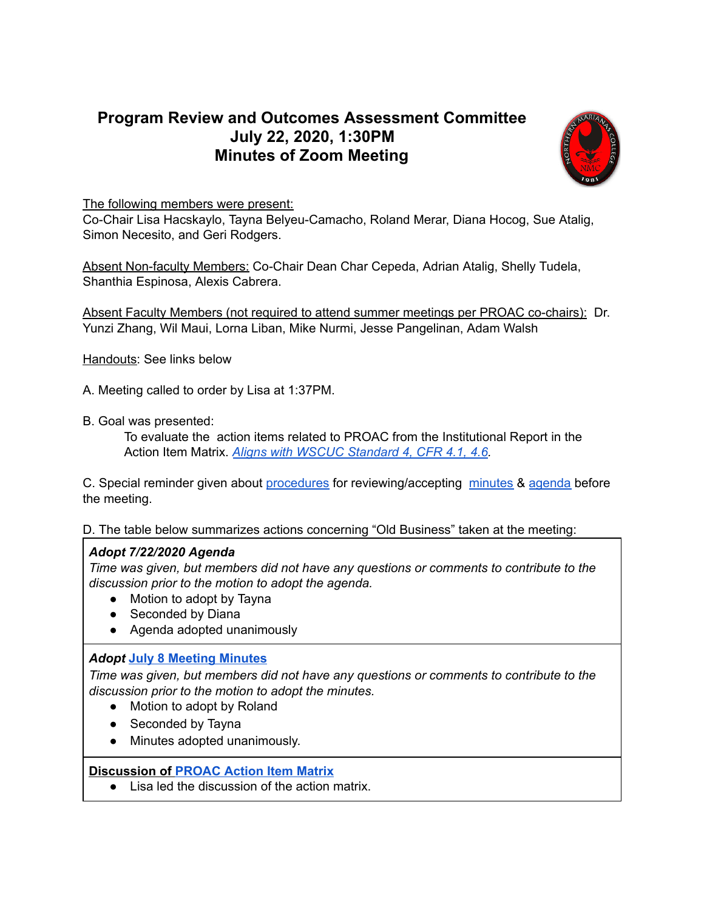# Program Review and Outcomes Assessment Committee
# July 22, 2020, 1:30PM
# Minutes of Zoom Meeting

The following members were present:
Co-Chair Lisa Hacskaylo, Tayna Belyeu-Camacho, Roland Merar, Diana Hocog, Sue Atalig, Simon Necesito, and Geri Rodgers.

Absent Non-faculty Members: Co-Chair Dean Char Cepeda, Adrian Atalig, Shelly Tudela, Shanthia Espinosa, Alexis Cabrera.

Absent Faculty Members (not required to attend summer meetings per PROAC co-chairs): Dr. Yunzi Zhang, Wil Maui, Lorna Liban, Mike Nurmi, Jesse Pangelinan, Adam Walsh

Handouts: See links below

A. Meeting called to order by Lisa at 1:37PM.

B. Goal was presented:

> To evaluate the action items related to PROAC from the Institutional Report in the Action Item Matrix. *Aligns with WSCUC Standard 4, CFR 4.1, 4.6.*

C. Special reminder given about procedures for reviewing/accepting minutes & agenda before the meeting.

D. The table below summarizes actions concerning "Old Business" taken at the meeting:

| |
|---|
| ***Adopt 7/22/2020 Agenda***<br>*Time was given, but members did not have any questions or comments to contribute to the discussion prior to the motion to adopt the agenda.*<br>• Motion to adopt by Tayna<br>• Seconded by Diana<br>• Agenda adopted unanimously |
| ***Adopt July 8 Meeting Minutes***<br>*Time was given, but members did not have any questions or comments to contribute to the discussion prior to the motion to adopt the minutes.*<br>• Motion to adopt by Roland<br>• Seconded by Tayna<br>• Minutes adopted unanimously. |
| **Discussion of PROAC Action Item Matrix**<br>• Lisa led the discussion of the action matrix. |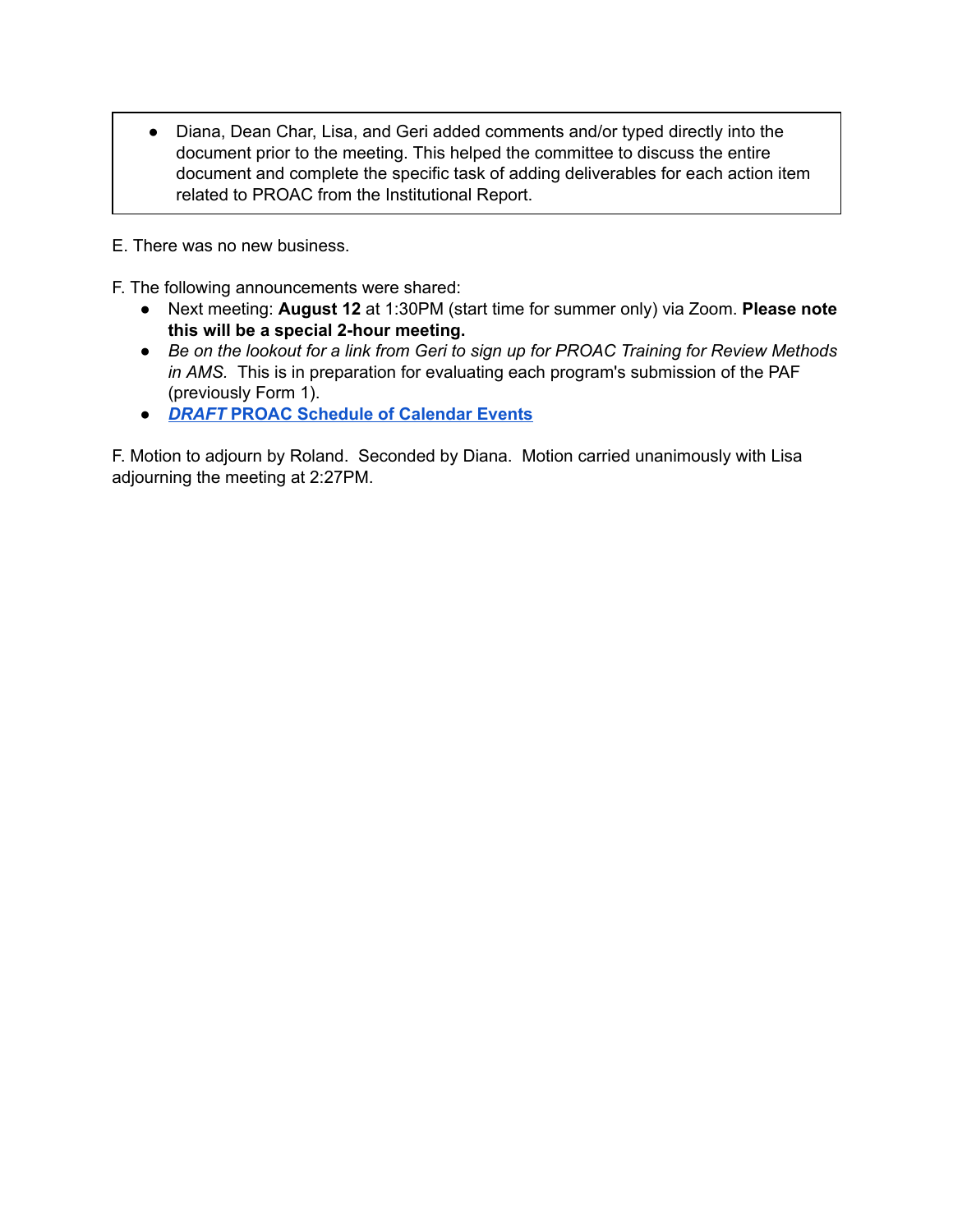- Diana, Dean Char, Lisa, and Geri added comments and/or typed directly into the document prior to the meeting. This helped the committee to discuss the entire document and complete the specific task of adding deliverables for each action item related to PROAC from the Institutional Report.

E. There was no new business.

F. The following announcements were shared:

- Next meeting: **August 12** at 1:30PM (start time for summer only) via Zoom. **Please note this will be a special 2-hour meeting.**
- *Be on the lookout for a link from Geri to sign up for PROAC Training for Review Methods in AMS.* This is in preparation for evaluating each program's submission of the PAF (previously Form 1).
- ***DRAFT*** **PROAC Schedule of Calendar Events**

F. Motion to adjourn by Roland. Seconded by Diana. Motion carried unanimously with Lisa adjourning the meeting at 2:27PM.